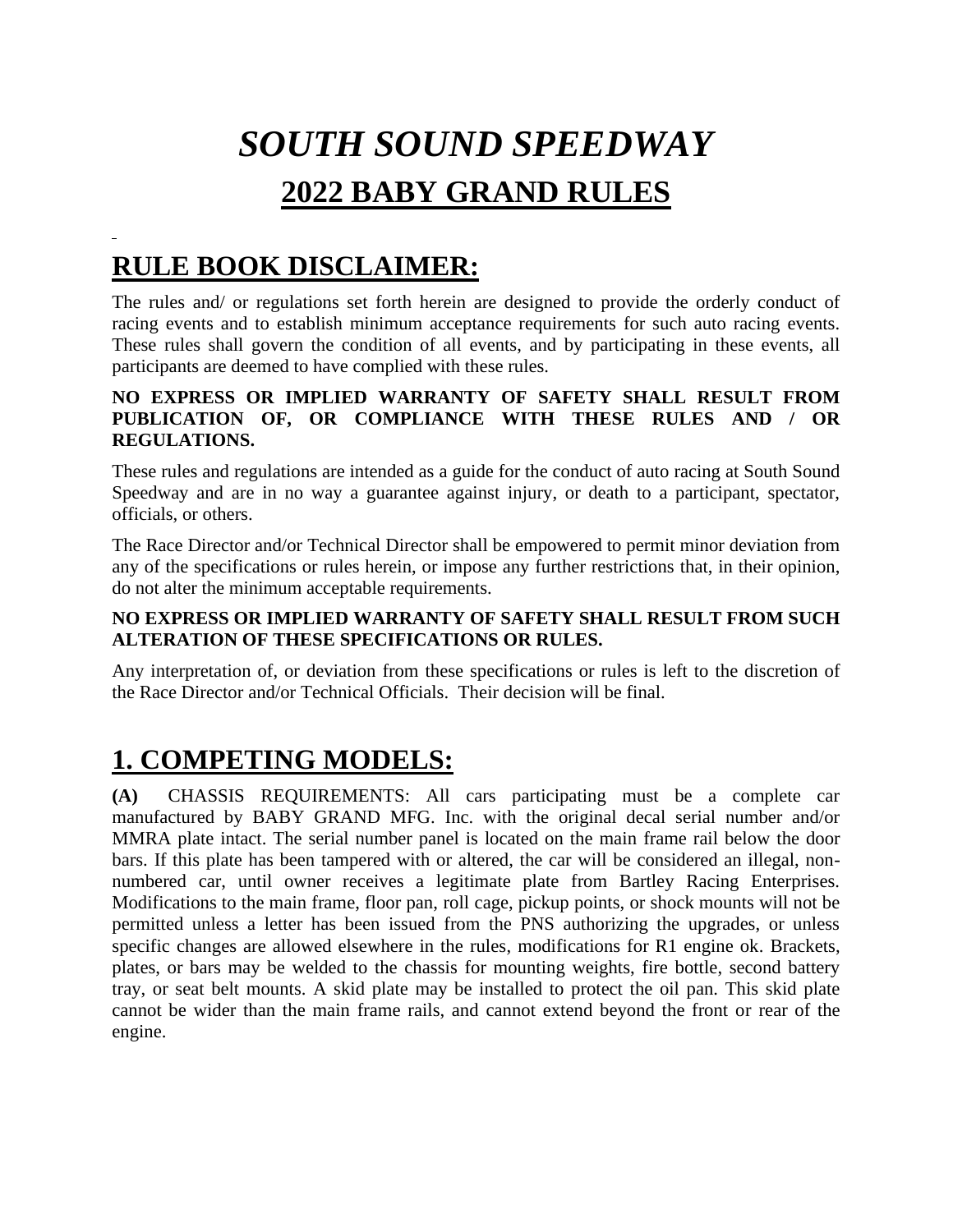# *SOUTH SOUND SPEEDWAY*

## 2022 BABY GRAND RULES

## RULE BOOK DISCLAIMER:

The rules and/ or regulations set forth herein are designed to provide the orderly conduct of racing events and to establish minimum acceptance requirements for such auto racing events. These rules shall govern the condition of all events, and by participating in these events, all participants are deemed to have complied with these rules.

**NO EXPRESS OR IMPLIED WARRANTY OF SAFETY SHALL RESULT FROM PUBLICATION OF, OR COMPLIANCE WITH THESE RULES AND / OR REGULATIONS.**

These rules and regulations are intended as a guide for the conduct of auto racing at South Sound Speedway and are in no way a guarantee against injury, or death to a participant, spectator, officials, or others.

The Race Director and/or Technical Director shall be empowered to permit minor deviation from any of the specifications or rules herein, or impose any further restrictions that, in their opinion, do not alter the minimum acceptable requirements.

**NO EXPRESS OR IMPLIED WARRANTY OF SAFETY SHALL RESULT FROM SUCH ALTERATION OF THESE SPECIFICATIONS OR RULES.**

Any interpretation of, or deviation from these specifications or rules is left to the discretion of the Race Director and/or Technical Officials. Their decision will be final.

## 1. COMPETING MODELS:

**(A)** CHASSIS REQUIREMENTS: All cars participating must be a complete car manufactured by BABY GRAND MFG. Inc. with the original decal serial number and/or MMRA plate intact. The serial number panel is located on the main frame rail below the door bars. If this plate has been tampered with or altered, the car will be considered an illegal, non-numbered car, until owner receives a legitimate plate from Bartley Racing Enterprises. Modifications to the main frame, floor pan, roll cage, pickup points, or shock mounts will not be permitted unless a letter has been issued from the PNS authorizing the upgrades, or unless specific changes are allowed elsewhere in the rules, modifications for R1 engine ok. Brackets, plates, or bars may be welded to the chassis for mounting weights, fire bottle, second battery tray, or seat belt mounts. A skid plate may be installed to protect the oil pan. This skid plate cannot be wider than the main frame rails, and cannot extend beyond the front or rear of the engine.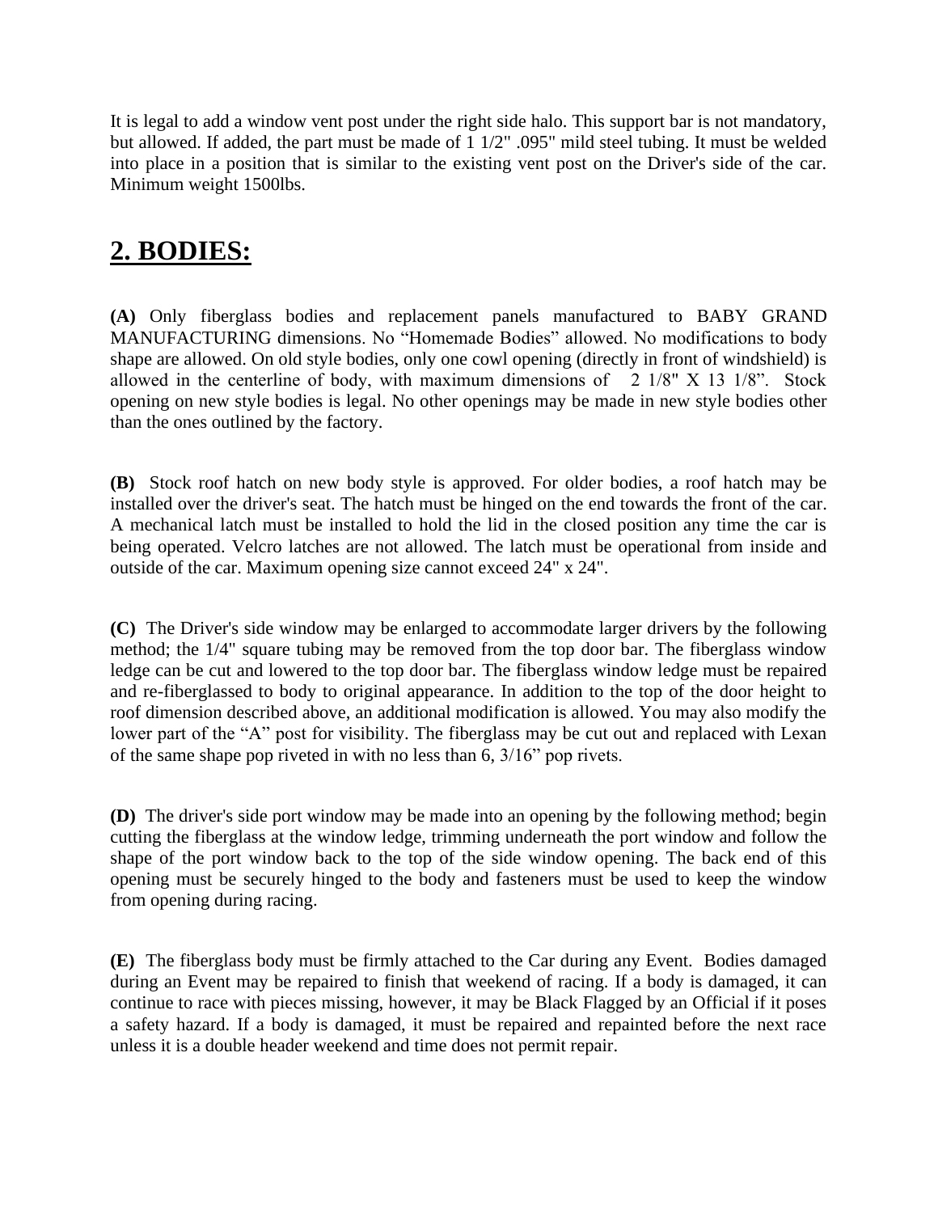It is legal to add a window vent post under the right side halo. This support bar is not mandatory, but allowed. If added, the part must be made of 1 1/2" .095" mild steel tubing. It must be welded into place in a position that is similar to the existing vent post on the Driver's side of the car. Minimum weight 1500lbs.

## 2. BODIES:

**(A)** Only fiberglass bodies and replacement panels manufactured to BABY GRAND MANUFACTURING dimensions. No “Homemade Bodies” allowed. No modifications to body shape are allowed. On old style bodies, only one cowl opening (directly in front of windshield) is allowed in the centerline of body, with maximum dimensions of 2 1/8" X 13 1/8”. Stock opening on new style bodies is legal. No other openings may be made in new style bodies other than the ones outlined by the factory.

**(B)** Stock roof hatch on new body style is approved. For older bodies, a roof hatch may be installed over the driver's seat. The hatch must be hinged on the end towards the front of the car. A mechanical latch must be installed to hold the lid in the closed position any time the car is being operated. Velcro latches are not allowed. The latch must be operational from inside and outside of the car. Maximum opening size cannot exceed 24" x 24".

**(C)** The Driver's side window may be enlarged to accommodate larger drivers by the following method; the 1/4" square tubing may be removed from the top door bar. The fiberglass window ledge can be cut and lowered to the top door bar. The fiberglass window ledge must be repaired and re-fiberglassed to body to original appearance. In addition to the top of the door height to roof dimension described above, an additional modification is allowed. You may also modify the lower part of the “A” post for visibility. The fiberglass may be cut out and replaced with Lexan of the same shape pop riveted in with no less than 6, 3/16” pop rivets.

**(D)** The driver's side port window may be made into an opening by the following method; begin cutting the fiberglass at the window ledge, trimming underneath the port window and follow the shape of the port window back to the top of the side window opening. The back end of this opening must be securely hinged to the body and fasteners must be used to keep the window from opening during racing.

**(E)** The fiberglass body must be firmly attached to the Car during any Event. Bodies damaged during an Event may be repaired to finish that weekend of racing. If a body is damaged, it can continue to race with pieces missing, however, it may be Black Flagged by an Official if it poses a safety hazard. If a body is damaged, it must be repaired and repainted before the next race unless it is a double header weekend and time does not permit repair.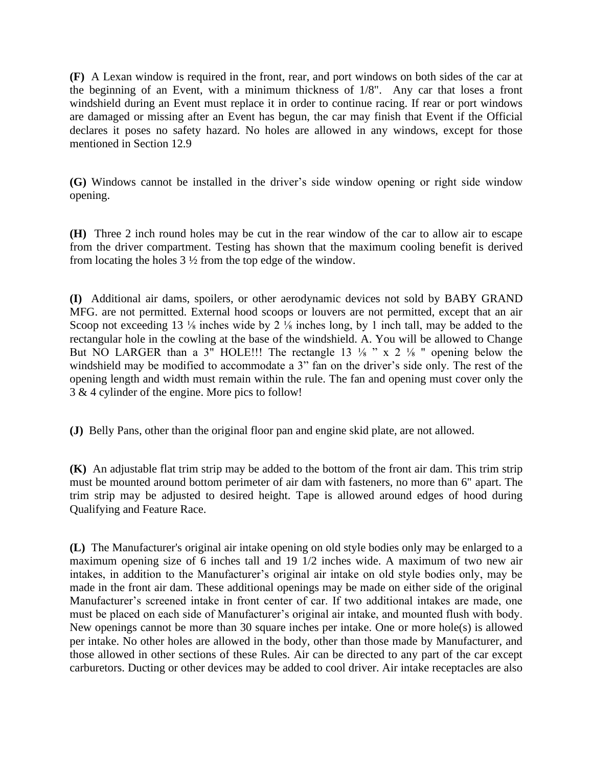**(F)** A Lexan window is required in the front, rear, and port windows on both sides of the car at the beginning of an Event, with a minimum thickness of 1/8". Any car that loses a front windshield during an Event must replace it in order to continue racing. If rear or port windows are damaged or missing after an Event has begun, the car may finish that Event if the Official declares it poses no safety hazard. No holes are allowed in any windows, except for those mentioned in Section 12.9

**(G)** Windows cannot be installed in the driver's side window opening or right side window opening.

**(H)** Three 2 inch round holes may be cut in the rear window of the car to allow air to escape from the driver compartment. Testing has shown that the maximum cooling benefit is derived from locating the holes 3 ½ from the top edge of the window.

**(I)** Additional air dams, spoilers, or other aerodynamic devices not sold by BABY GRAND MFG. are not permitted. External hood scoops or louvers are not permitted, except that an air Scoop not exceeding 13 ⅛ inches wide by 2 ⅛ inches long, by 1 inch tall, may be added to the rectangular hole in the cowling at the base of the windshield. A. You will be allowed to Change But NO LARGER than a 3" HOLE!!! The rectangle 13 ⅛ " x 2 ⅛ " opening below the windshield may be modified to accommodate a 3" fan on the driver's side only. The rest of the opening length and width must remain within the rule. The fan and opening must cover only the 3 & 4 cylinder of the engine. More pics to follow!

**(J)** Belly Pans, other than the original floor pan and engine skid plate, are not allowed.

**(K)** An adjustable flat trim strip may be added to the bottom of the front air dam. This trim strip must be mounted around bottom perimeter of air dam with fasteners, no more than 6" apart. The trim strip may be adjusted to desired height. Tape is allowed around edges of hood during Qualifying and Feature Race.

**(L)** The Manufacturer's original air intake opening on old style bodies only may be enlarged to a maximum opening size of 6 inches tall and 19 1/2 inches wide. A maximum of two new air intakes, in addition to the Manufacturer's original air intake on old style bodies only, may be made in the front air dam. These additional openings may be made on either side of the original Manufacturer's screened intake in front center of car. If two additional intakes are made, one must be placed on each side of Manufacturer's original air intake, and mounted flush with body. New openings cannot be more than 30 square inches per intake. One or more hole(s) is allowed per intake. No other holes are allowed in the body, other than those made by Manufacturer, and those allowed in other sections of these Rules. Air can be directed to any part of the car except carburetors. Ducting or other devices may be added to cool driver. Air intake receptacles are also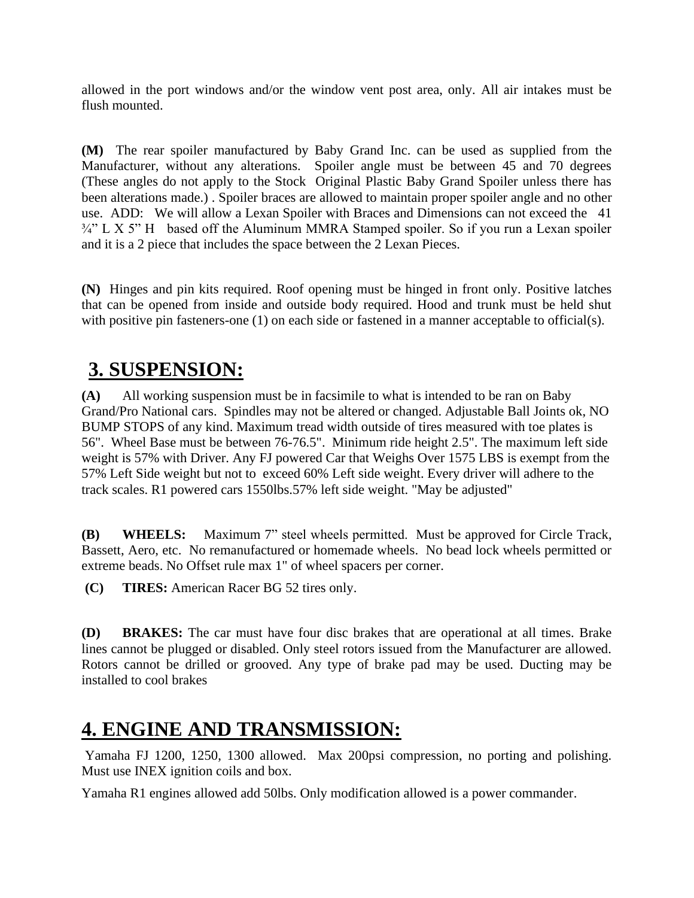allowed in the port windows and/or the window vent post area, only. All air intakes must be flush mounted.

**(M)** The rear spoiler manufactured by Baby Grand Inc. can be used as supplied from the Manufacturer, without any alterations. Spoiler angle must be between 45 and 70 degrees (These angles do not apply to the Stock Original Plastic Baby Grand Spoiler unless there has been alterations made.) . Spoiler braces are allowed to maintain proper spoiler angle and no other use. ADD: We will allow a Lexan Spoiler with Braces and Dimensions can not exceed the 41 ¾" L X 5" H based off the Aluminum MMRA Stamped spoiler. So if you run a Lexan spoiler and it is a 2 piece that includes the space between the 2 Lexan Pieces.

**(N)** Hinges and pin kits required. Roof opening must be hinged in front only. Positive latches that can be opened from inside and outside body required. Hood and trunk must be held shut with positive pin fasteners-one (1) on each side or fastened in a manner acceptable to official(s).

## 3. SUSPENSION:

**(A)** All working suspension must be in facsimile to what is intended to be ran on Baby Grand/Pro National cars. Spindles may not be altered or changed. Adjustable Ball Joints ok, NO BUMP STOPS of any kind. Maximum tread width outside of tires measured with toe plates is 56". Wheel Base must be between 76-76.5". Minimum ride height 2.5". The maximum left side weight is 57% with Driver. Any FJ powered Car that Weighs Over 1575 LBS is exempt from the 57% Left Side weight but not to exceed 60% Left side weight. Every driver will adhere to the track scales. R1 powered cars 1550lbs.57% left side weight. "May be adjusted"

**(B) WHEELS:** Maximum 7" steel wheels permitted. Must be approved for Circle Track, Bassett, Aero, etc. No remanufactured or homemade wheels. No bead lock wheels permitted or extreme beads. No Offset rule max 1" of wheel spacers per corner.

**(C) TIRES:** American Racer BG 52 tires only.

**(D) BRAKES:** The car must have four disc brakes that are operational at all times. Brake lines cannot be plugged or disabled. Only steel rotors issued from the Manufacturer are allowed. Rotors cannot be drilled or grooved. Any type of brake pad may be used. Ducting may be installed to cool brakes

## 4. ENGINE AND TRANSMISSION:

Yamaha FJ 1200, 1250, 1300 allowed. Max 200psi compression, no porting and polishing. Must use INEX ignition coils and box.

Yamaha R1 engines allowed add 50lbs. Only modification allowed is a power commander.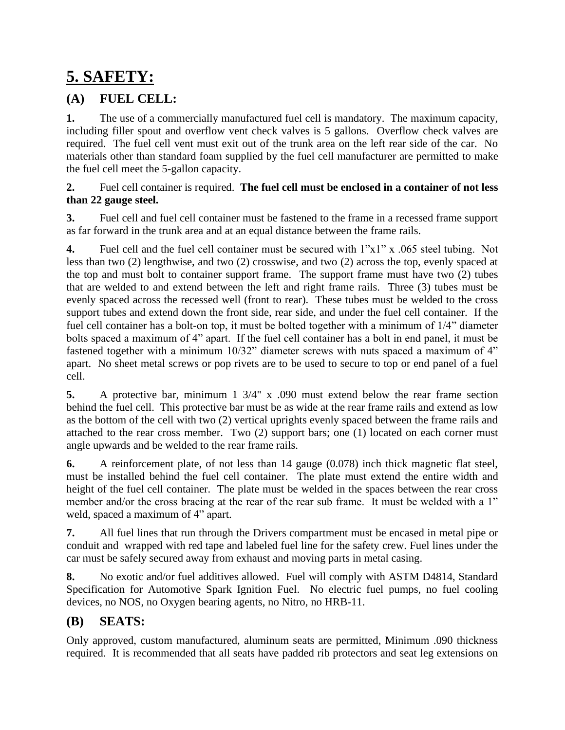# 5. SAFETY:

## (A) FUEL CELL:

**1.** The use of a commercially manufactured fuel cell is mandatory. The maximum capacity, including filler spout and overflow vent check valves is 5 gallons. Overflow check valves are required. The fuel cell vent must exit out of the trunk area on the left rear side of the car. No materials other than standard foam supplied by the fuel cell manufacturer are permitted to make the fuel cell meet the 5-gallon capacity.

**2.** Fuel cell container is required. **The fuel cell must be enclosed in a container of not less than 22 gauge steel.**

**3.** Fuel cell and fuel cell container must be fastened to the frame in a recessed frame support as far forward in the trunk area and at an equal distance between the frame rails.

**4.** Fuel cell and the fuel cell container must be secured with 1"x1" x .065 steel tubing. Not less than two (2) lengthwise, and two (2) crosswise, and two (2) across the top, evenly spaced at the top and must bolt to container support frame. The support frame must have two (2) tubes that are welded to and extend between the left and right frame rails. Three (3) tubes must be evenly spaced across the recessed well (front to rear). These tubes must be welded to the cross support tubes and extend down the front side, rear side, and under the fuel cell container. If the fuel cell container has a bolt-on top, it must be bolted together with a minimum of 1/4" diameter bolts spaced a maximum of 4" apart. If the fuel cell container has a bolt in end panel, it must be fastened together with a minimum 10/32" diameter screws with nuts spaced a maximum of 4" apart. No sheet metal screws or pop rivets are to be used to secure to top or end panel of a fuel cell.

**5.** A protective bar, minimum 1 3/4" x .090 must extend below the rear frame section behind the fuel cell. This protective bar must be as wide at the rear frame rails and extend as low as the bottom of the cell with two (2) vertical uprights evenly spaced between the frame rails and attached to the rear cross member. Two (2) support bars; one (1) located on each corner must angle upwards and be welded to the rear frame rails.

**6.** A reinforcement plate, of not less than 14 gauge (0.078) inch thick magnetic flat steel, must be installed behind the fuel cell container. The plate must extend the entire width and height of the fuel cell container. The plate must be welded in the spaces between the rear cross member and/or the cross bracing at the rear of the rear sub frame. It must be welded with a 1" weld, spaced a maximum of 4" apart.

**7.** All fuel lines that run through the Drivers compartment must be encased in metal pipe or conduit and wrapped with red tape and labeled fuel line for the safety crew. Fuel lines under the car must be safely secured away from exhaust and moving parts in metal casing.

**8.** No exotic and/or fuel additives allowed. Fuel will comply with ASTM D4814, Standard Specification for Automotive Spark Ignition Fuel. No electric fuel pumps, no fuel cooling devices, no NOS, no Oxygen bearing agents, no Nitro, no HRB-11.

## (B) SEATS:

Only approved, custom manufactured, aluminum seats are permitted, Minimum .090 thickness required. It is recommended that all seats have padded rib protectors and seat leg extensions on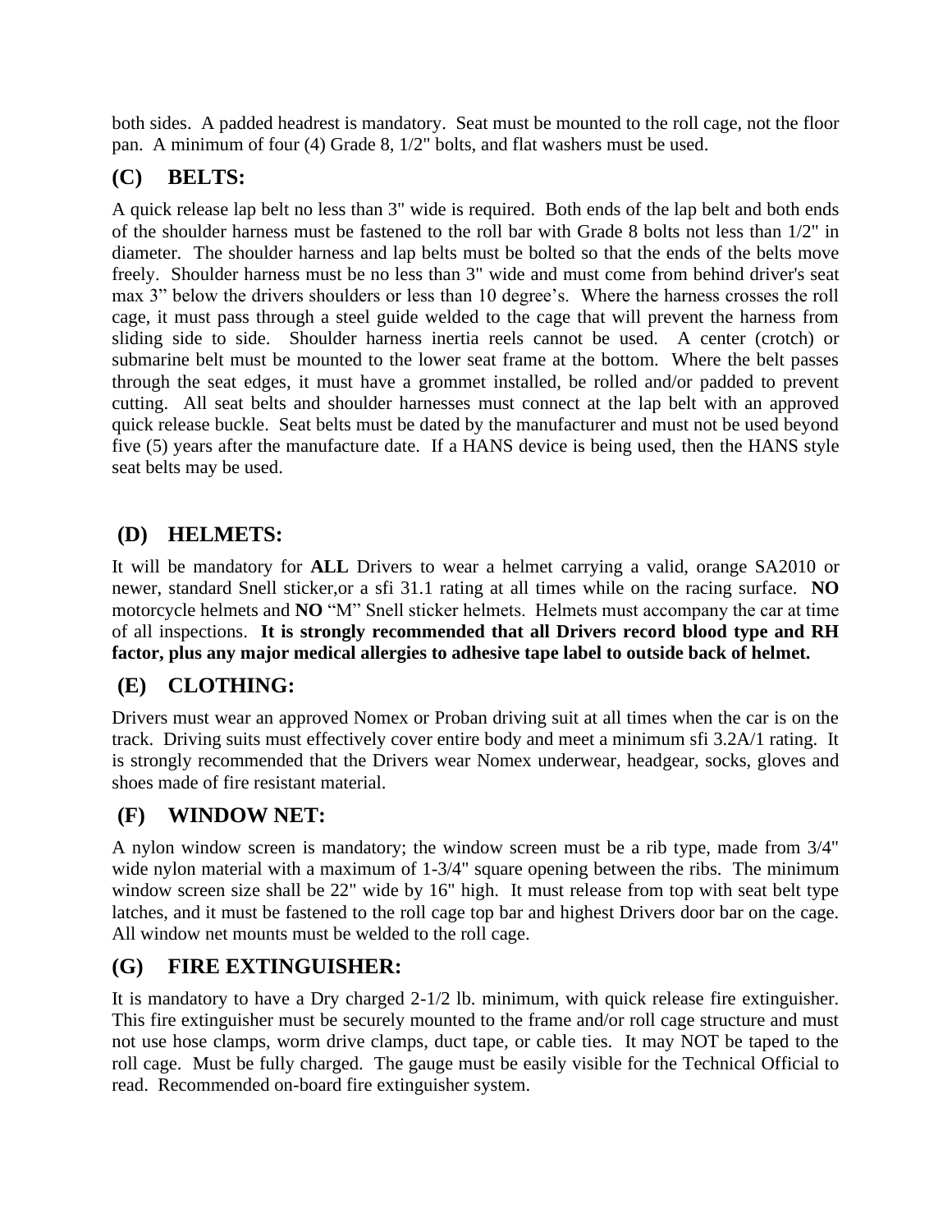both sides. A padded headrest is mandatory. Seat must be mounted to the roll cage, not the floor pan. A minimum of four (4) Grade 8, 1/2" bolts, and flat washers must be used.

## (C) BELTS:

A quick release lap belt no less than 3" wide is required. Both ends of the lap belt and both ends of the shoulder harness must be fastened to the roll bar with Grade 8 bolts not less than 1/2" in diameter. The shoulder harness and lap belts must be bolted so that the ends of the belts move freely. Shoulder harness must be no less than 3" wide and must come from behind driver's seat max 3" below the drivers shoulders or less than 10 degree's. Where the harness crosses the roll cage, it must pass through a steel guide welded to the cage that will prevent the harness from sliding side to side. Shoulder harness inertia reels cannot be used. A center (crotch) or submarine belt must be mounted to the lower seat frame at the bottom. Where the belt passes through the seat edges, it must have a grommet installed, be rolled and/or padded to prevent cutting. All seat belts and shoulder harnesses must connect at the lap belt with an approved quick release buckle. Seat belts must be dated by the manufacturer and must not be used beyond five (5) years after the manufacture date. If a HANS device is being used, then the HANS style seat belts may be used.

## (D) HELMETS:

It will be mandatory for **ALL** Drivers to wear a helmet carrying a valid, orange SA2010 or newer, standard Snell sticker,or a sfi 31.1 rating at all times while on the racing surface. **NO** motorcycle helmets and **NO** "M" Snell sticker helmets. Helmets must accompany the car at time of all inspections. **It is strongly recommended that all Drivers record blood type and RH factor, plus any major medical allergies to adhesive tape label to outside back of helmet.**

## (E) CLOTHING:

Drivers must wear an approved Nomex or Proban driving suit at all times when the car is on the track. Driving suits must effectively cover entire body and meet a minimum sfi 3.2A/1 rating. It is strongly recommended that the Drivers wear Nomex underwear, headgear, socks, gloves and shoes made of fire resistant material.

## (F) WINDOW NET:

A nylon window screen is mandatory; the window screen must be a rib type, made from 3/4" wide nylon material with a maximum of 1-3/4" square opening between the ribs. The minimum window screen size shall be 22" wide by 16" high. It must release from top with seat belt type latches, and it must be fastened to the roll cage top bar and highest Drivers door bar on the cage. All window net mounts must be welded to the roll cage.

## (G) FIRE EXTINGUISHER:

It is mandatory to have a Dry charged 2-1/2 lb. minimum, with quick release fire extinguisher. This fire extinguisher must be securely mounted to the frame and/or roll cage structure and must not use hose clamps, worm drive clamps, duct tape, or cable ties. It may NOT be taped to the roll cage. Must be fully charged. The gauge must be easily visible for the Technical Official to read. Recommended on-board fire extinguisher system.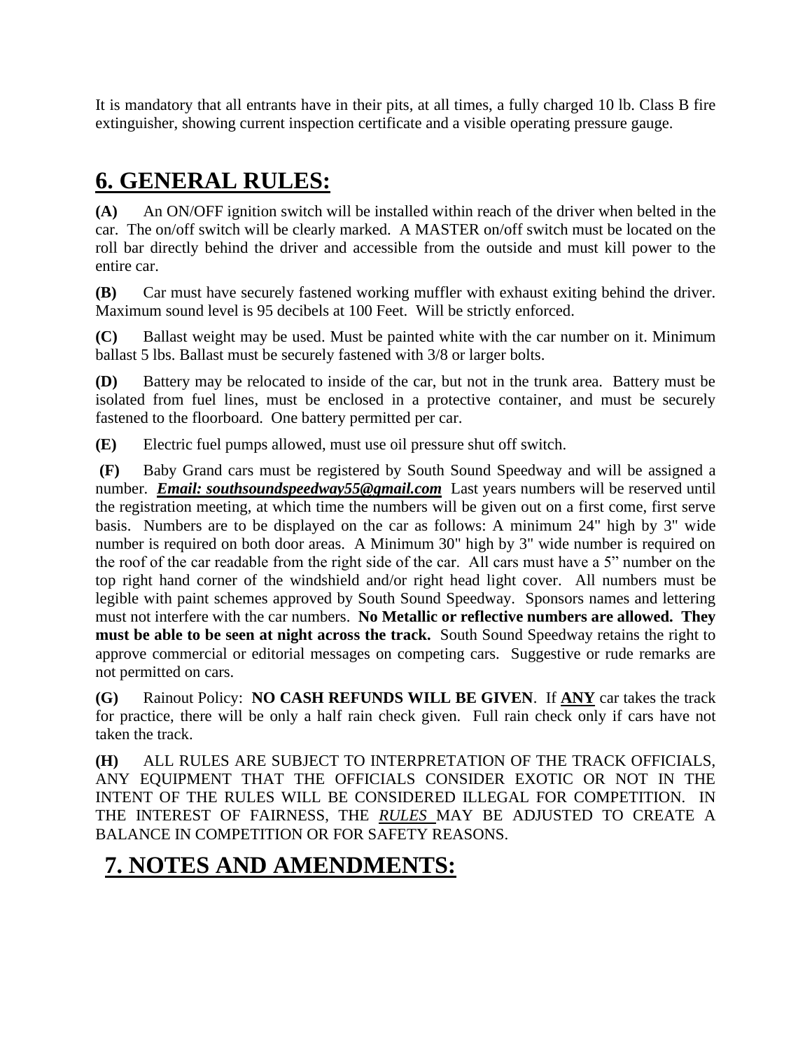It is mandatory that all entrants have in their pits, at all times, a fully charged 10 lb. Class B fire extinguisher, showing current inspection certificate and a visible operating pressure gauge.

## 6. GENERAL RULES:

**(A)** An ON/OFF ignition switch will be installed within reach of the driver when belted in the car. The on/off switch will be clearly marked. A MASTER on/off switch must be located on the roll bar directly behind the driver and accessible from the outside and must kill power to the entire car.

**(B)** Car must have securely fastened working muffler with exhaust exiting behind the driver. Maximum sound level is 95 decibels at 100 Feet. Will be strictly enforced.

**(C)** Ballast weight may be used. Must be painted white with the car number on it. Minimum ballast 5 lbs. Ballast must be securely fastened with 3/8 or larger bolts.

**(D)** Battery may be relocated to inside of the car, but not in the trunk area. Battery must be isolated from fuel lines, must be enclosed in a protective container, and must be securely fastened to the floorboard. One battery permitted per car.

**(E)** Electric fuel pumps allowed, must use oil pressure shut off switch.

**(F)** Baby Grand cars must be registered by South Sound Speedway and will be assigned a number. ***Email: southsoundspeedway55@gmail.com*** Last years numbers will be reserved until the registration meeting, at which time the numbers will be given out on a first come, first serve basis. Numbers are to be displayed on the car as follows: A minimum 24" high by 3" wide number is required on both door areas. A Minimum 30" high by 3" wide number is required on the roof of the car readable from the right side of the car. All cars must have a 5" number on the top right hand corner of the windshield and/or right head light cover. All numbers must be legible with paint schemes approved by South Sound Speedway. Sponsors names and lettering must not interfere with the car numbers. **No Metallic or reflective numbers are allowed. They must be able to be seen at night across the track.** South Sound Speedway retains the right to approve commercial or editorial messages on competing cars. Suggestive or rude remarks are not permitted on cars.

**(G)** Rainout Policy: **NO CASH REFUNDS WILL BE GIVEN**. If **ANY** car takes the track for practice, there will be only a half rain check given. Full rain check only if cars have not taken the track.

**(H)** ALL RULES ARE SUBJECT TO INTERPRETATION OF THE TRACK OFFICIALS, ANY EQUIPMENT THAT THE OFFICIALS CONSIDER EXOTIC OR NOT IN THE INTENT OF THE RULES WILL BE CONSIDERED ILLEGAL FOR COMPETITION. IN THE INTEREST OF FAIRNESS, THE *RULES* MAY BE ADJUSTED TO CREATE A BALANCE IN COMPETITION OR FOR SAFETY REASONS.

## 7. NOTES AND AMENDMENTS: